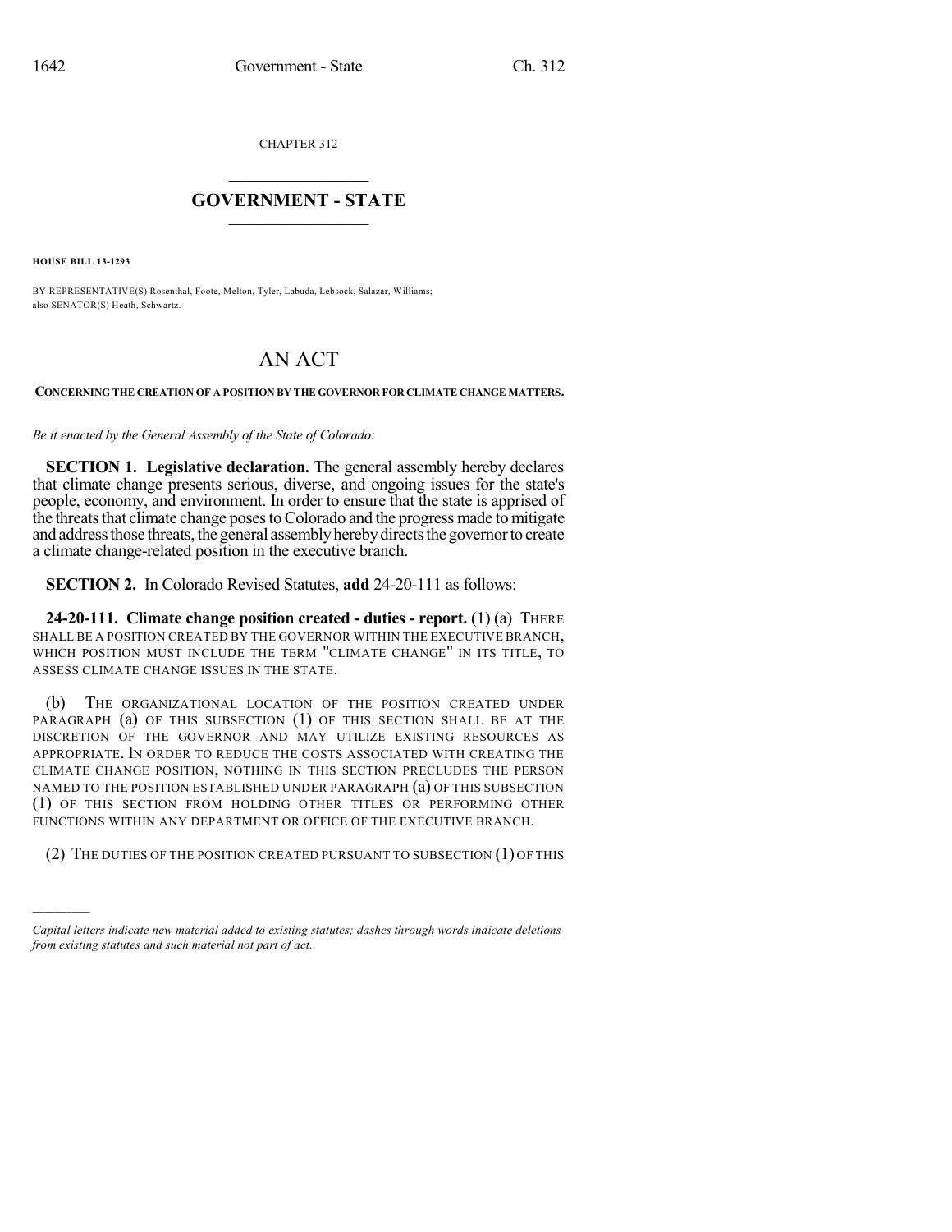CHAPTER 312

# GOVERNMENT - STATE

**HOUSE BILL 13-1293**

BY REPRESENTATIVE(S) Rosenthal, Foote, Melton, Tyler, Labuda, Lebsock, Salazar, Williams; also SENATOR(S) Heath, Schwartz.

# AN ACT

**CONCERNING THE CREATION OF A POSITION BY THE GOVERNOR FOR CLIMATE CHANGE MATTERS.**

*Be it enacted by the General Assembly of the State of Colorado:*

**SECTION 1. Legislative declaration.** The general assembly hereby declares that climate change presents serious, diverse, and ongoing issues for the state's people, economy, and environment. In order to ensure that the state is apprised of the threats that climate change poses to Colorado and the progress made to mitigate and address those threats, the general assembly hereby directs the governor to create a climate change-related position in the executive branch.

**SECTION 2.** In Colorado Revised Statutes, **add** 24-20-111 as follows:

**24-20-111. Climate change position created - duties - report.** (1) (a) THERE SHALL BE A POSITION CREATED BY THE GOVERNOR WITHIN THE EXECUTIVE BRANCH, WHICH POSITION MUST INCLUDE THE TERM "CLIMATE CHANGE" IN ITS TITLE, TO ASSESS CLIMATE CHANGE ISSUES IN THE STATE.

(b) THE ORGANIZATIONAL LOCATION OF THE POSITION CREATED UNDER PARAGRAPH (a) OF THIS SUBSECTION (1) OF THIS SECTION SHALL BE AT THE DISCRETION OF THE GOVERNOR AND MAY UTILIZE EXISTING RESOURCES AS APPROPRIATE. IN ORDER TO REDUCE THE COSTS ASSOCIATED WITH CREATING THE CLIMATE CHANGE POSITION, NOTHING IN THIS SECTION PRECLUDES THE PERSON NAMED TO THE POSITION ESTABLISHED UNDER PARAGRAPH (a) OF THIS SUBSECTION (1) OF THIS SECTION FROM HOLDING OTHER TITLES OR PERFORMING OTHER FUNCTIONS WITHIN ANY DEPARTMENT OR OFFICE OF THE EXECUTIVE BRANCH.

(2) THE DUTIES OF THE POSITION CREATED PURSUANT TO SUBSECTION (1) OF THIS

---

*Capital letters indicate new material added to existing statutes; dashes through words indicate deletions from existing statutes and such material not part of act.*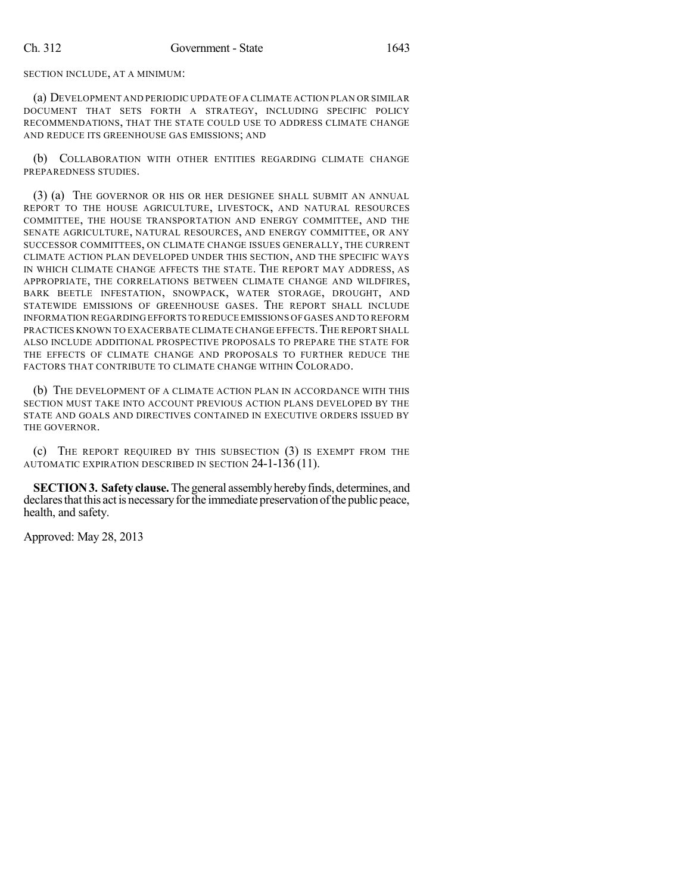SECTION INCLUDE, AT A MINIMUM:

(a) DEVELOPMENT AND PERIODIC UPDATE OF A CLIMATE ACTION PLAN OR SIMILAR DOCUMENT THAT SETS FORTH A STRATEGY, INCLUDING SPECIFIC POLICY RECOMMENDATIONS, THAT THE STATE COULD USE TO ADDRESS CLIMATE CHANGE AND REDUCE ITS GREENHOUSE GAS EMISSIONS; AND

(b) COLLABORATION WITH OTHER ENTITIES REGARDING CLIMATE CHANGE PREPAREDNESS STUDIES.

(3) (a) THE GOVERNOR OR HIS OR HER DESIGNEE SHALL SUBMIT AN ANNUAL REPORT TO THE HOUSE AGRICULTURE, LIVESTOCK, AND NATURAL RESOURCES COMMITTEE, THE HOUSE TRANSPORTATION AND ENERGY COMMITTEE, AND THE SENATE AGRICULTURE, NATURAL RESOURCES, AND ENERGY COMMITTEE, OR ANY SUCCESSOR COMMITTEES, ON CLIMATE CHANGE ISSUES GENERALLY, THE CURRENT CLIMATE ACTION PLAN DEVELOPED UNDER THIS SECTION, AND THE SPECIFIC WAYS IN WHICH CLIMATE CHANGE AFFECTS THE STATE. THE REPORT MAY ADDRESS, AS APPROPRIATE, THE CORRELATIONS BETWEEN CLIMATE CHANGE AND WILDFIRES, BARK BEETLE INFESTATION, SNOWPACK, WATER STORAGE, DROUGHT, AND STATEWIDE EMISSIONS OF GREENHOUSE GASES. THE REPORT SHALL INCLUDE INFORMATION REGARDING EFFORTS TO REDUCE EMISSIONS OF GASES AND TO REFORM PRACTICES KNOWN TO EXACERBATE CLIMATE CHANGE EFFECTS. THE REPORT SHALL ALSO INCLUDE ADDITIONAL PROSPECTIVE PROPOSALS TO PREPARE THE STATE FOR THE EFFECTS OF CLIMATE CHANGE AND PROPOSALS TO FURTHER REDUCE THE FACTORS THAT CONTRIBUTE TO CLIMATE CHANGE WITHIN COLORADO.

(b) THE DEVELOPMENT OF A CLIMATE ACTION PLAN IN ACCORDANCE WITH THIS SECTION MUST TAKE INTO ACCOUNT PREVIOUS ACTION PLANS DEVELOPED BY THE STATE AND GOALS AND DIRECTIVES CONTAINED IN EXECUTIVE ORDERS ISSUED BY THE GOVERNOR.

(c) THE REPORT REQUIRED BY THIS SUBSECTION (3) IS EXEMPT FROM THE AUTOMATIC EXPIRATION DESCRIBED IN SECTION 24-1-136 (11).

**SECTION 3. Safety clause.** The general assembly hereby finds, determines, and declares that this act is necessary for the immediate preservation of the public peace, health, and safety.

Approved: May 28, 2013